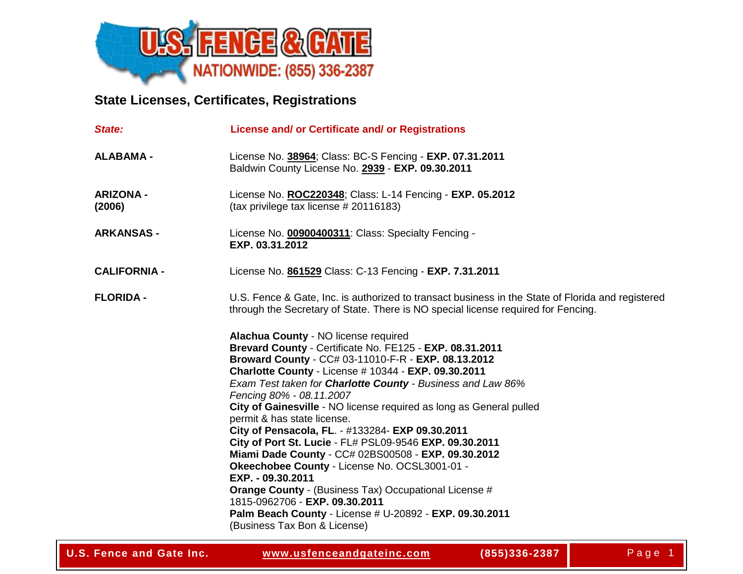U.S. FENCE & GATE
NATIONWIDE: (855) 336-2387

## State Licenses, Certificates, Registrations

| *State:* | License and/ or Certificate and/ or Registrations |
|---|---|
| **ALABAMA -** | License No. **38964**; Class: BC-S Fencing - **EXP. 07.31.2011**<br>Baldwin County License No. **2939** - **EXP. 09.30.2011** |
| **ARIZONA - (2006)** | License No. **ROC220348**; Class: L-14 Fencing - **EXP. 05.2012**<br>(tax privilege tax license # 20116183) |
| **ARKANSAS -** | License No. **00900400311**: Class: Specialty Fencing - **EXP. 03.31.2012** |
| **CALIFORNIA -** | License No. **861529** Class: C-13 Fencing - **EXP. 7.31.2011** |
| **FLORIDA -** | U.S. Fence & Gate, Inc. is authorized to transact business in the State of Florida and registered through the Secretary of State. There is NO special license required for Fencing. |

**Alachua County** - NO license required
**Brevard County** - Certificate No. FE125 - **EXP. 08.31.2011**
**Broward County** - CC# 03-11010-F-R - **EXP. 08.13.2012**
**Charlotte County** - License # 10344 - **EXP. 09.30.2011**
*Exam Test taken for **Charlotte County** - Business and Law 86% Fencing 80% - 08.11.2007*
**City of Gainesville** - NO license required as long as General pulled permit & has state license.
**City of Pensacola, FL**. - #133284- **EXP 09.30.2011**
**City of Port St. Lucie** - FL# PSL09-9546 **EXP. 09.30.2011**
**Miami Dade County** - CC# 02BS00508 - **EXP. 09.30.2012**
**Okeechobee County** - License No. OCSL3001-01 - **EXP. - 09.30.2011**
**Orange County** - (Business Tax) Occupational License # 1815-0962706 - **EXP. 09.30.2011**
**Palm Beach County** - License # U-20892 - **EXP. 09.30.2011**
(Business Tax Bon & License)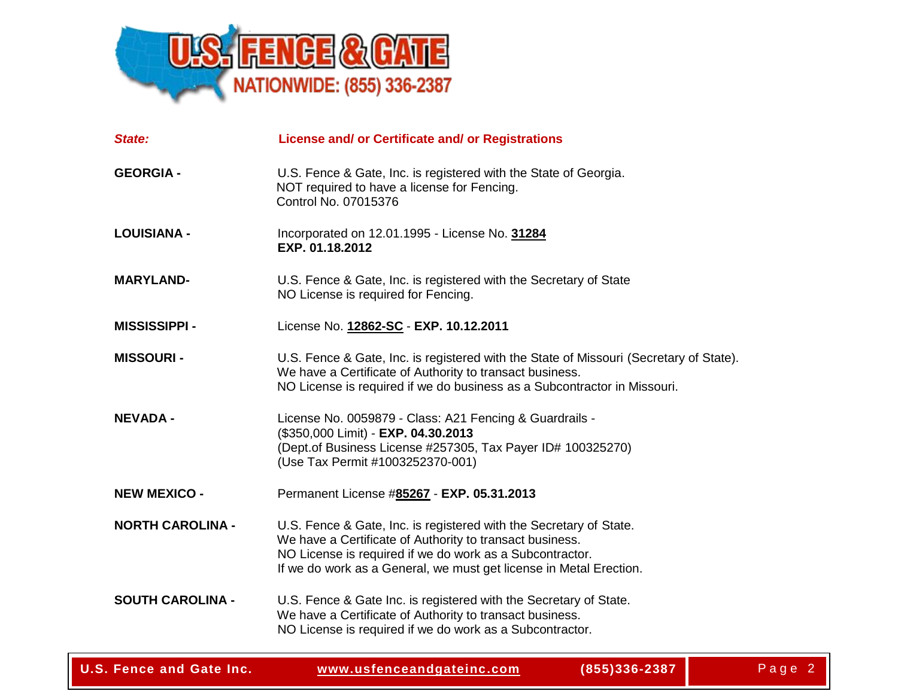**U.S. FENCE & GATE**
**NATIONWIDE: (855) 336-2387**

| *State:* | **License and/ or Certificate and/ or Registrations** |
|---|---|
| **GEORGIA -** | U.S. Fence & Gate, Inc. is registered with the State of Georgia.<br>NOT required to have a license for Fencing.<br>Control No. 07015376 |
| **LOUISIANA -** | Incorporated on 12.01.1995 - License No. **31284**<br>**EXP. 01.18.2012** |
| **MARYLAND-** | U.S. Fence & Gate, Inc. is registered with the Secretary of State<br>NO License is required for Fencing. |
| **MISSISSIPPI -** | License No. **12862-SC** - **EXP. 10.12.2011** |
| **MISSOURI -** | U.S. Fence & Gate, Inc. is registered with the State of Missouri (Secretary of State).<br>We have a Certificate of Authority to transact business.<br>NO License is required if we do business as a Subcontractor in Missouri. |
| **NEVADA -** | License No. 0059879 - Class: A21 Fencing & Guardrails -<br>($350,000 Limit) - **EXP. 04.30.2013**<br>(Dept.of Business License #257305, Tax Payer ID# 100325270)<br>(Use Tax Permit #1003252370-001) |
| **NEW MEXICO -** | Permanent License #**85267** - **EXP. 05.31.2013** |
| **NORTH CAROLINA -** | U.S. Fence & Gate, Inc. is registered with the Secretary of State.<br>We have a Certificate of Authority to transact business.<br>NO License is required if we do work as a Subcontractor.<br>If we do work as a General, we must get license in Metal Erection. |
| **SOUTH CAROLINA -** | U.S. Fence & Gate Inc. is registered with the Secretary of State.<br>We have a Certificate of Authority to transact business.<br>NO License is required if we do work as a Subcontractor. |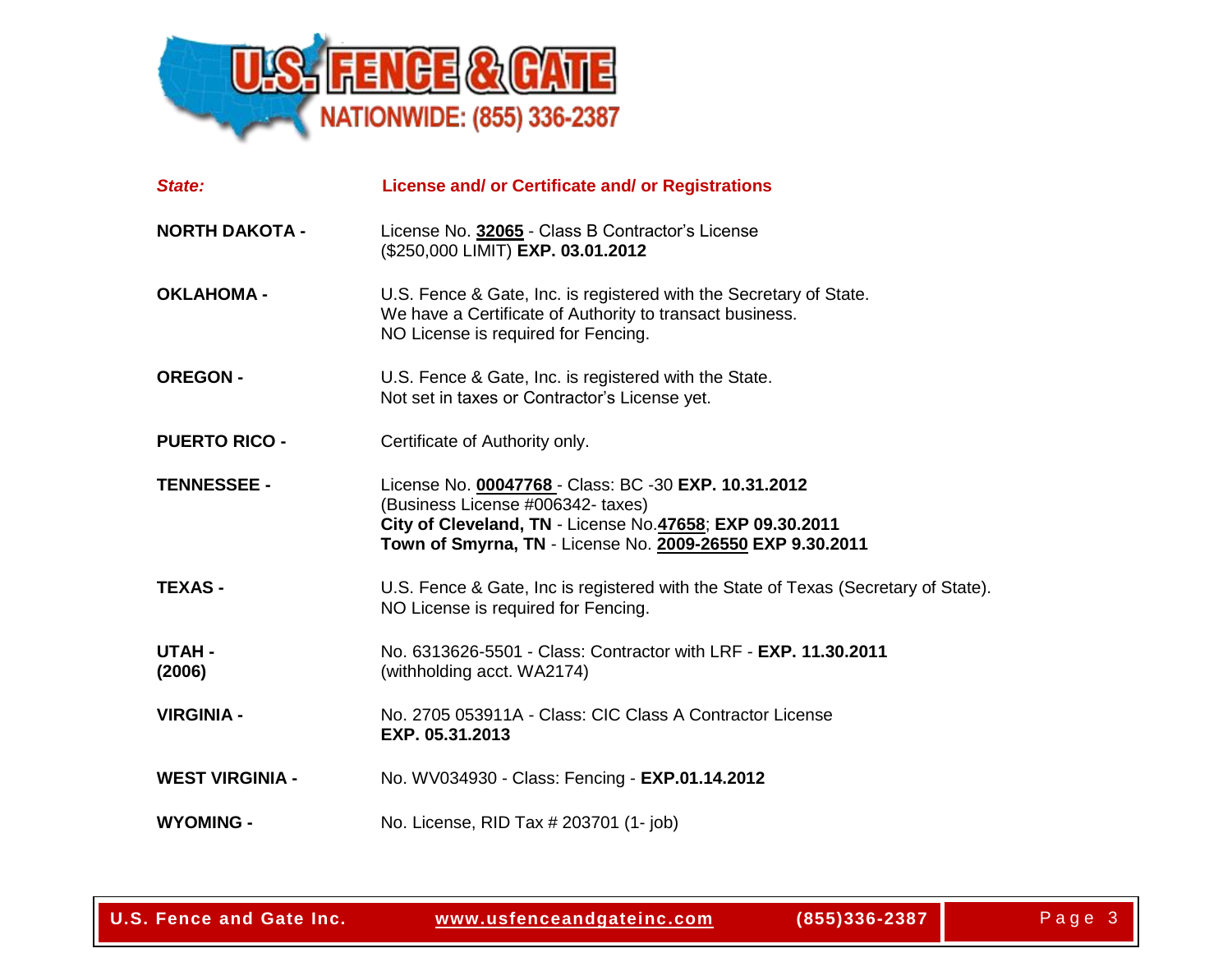U.S. FENCE & GATE
NATIONWIDE: (855) 336-2387

| *State:* | License and/ or Certificate and/ or Registrations |
|---|---|
| **NORTH DAKOTA -** | License No. **32065** - Class B Contractor's License ($250,000 LIMIT) **EXP. 03.01.2012** |
| **OKLAHOMA -** | U.S. Fence & Gate, Inc. is registered with the Secretary of State. We have a Certificate of Authority to transact business. NO License is required for Fencing. |
| **OREGON -** | U.S. Fence & Gate, Inc. is registered with the State. Not set in taxes or Contractor's License yet. |
| **PUERTO RICO -** | Certificate of Authority only. |
| **TENNESSEE -** | License No. **00047768** - Class: BC -30 **EXP. 10.31.2012** (Business License #006342- taxes) **City of Cleveland, TN** - License No.**47658**; **EXP 09.30.2011** **Town of Smyrna, TN** - License No. **2009-26550** **EXP 9.30.2011** |
| **TEXAS -** | U.S. Fence & Gate, Inc is registered with the State of Texas (Secretary of State). NO License is required for Fencing. |
| **UTAH - (2006)** | No. 6313626-5501 - Class: Contractor with LRF - **EXP. 11.30.2011** (withholding acct. WA2174) |
| **VIRGINIA -** | No. 2705 053911A - Class: CIC Class A Contractor License **EXP. 05.31.2013** |
| **WEST VIRGINIA -** | No. WV034930 - Class: Fencing - **EXP.01.14.2012** |
| **WYOMING -** | No. License, RID Tax # 203701 (1- job) |